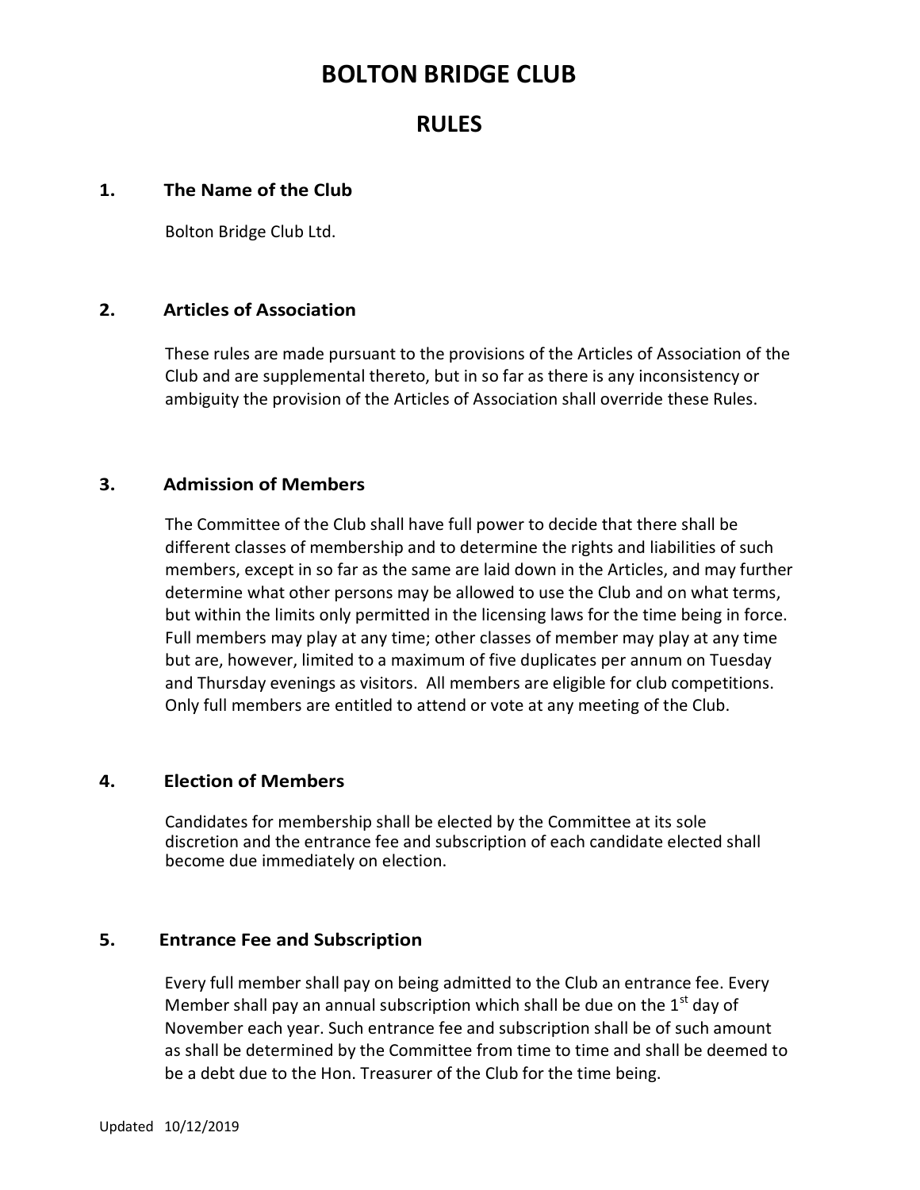# BOLTON BRIDGE CLUB

## RULES

### 1. The Name of the Club

Bolton Bridge Club Ltd.

### 2. Articles of Association

These rules are made pursuant to the provisions of the Articles of Association of the Club and are supplemental thereto, but in so far as there is any inconsistency or ambiguity the provision of the Articles of Association shall override these Rules.

### 3. Admission of Members

The Committee of the Club shall have full power to decide that there shall be different classes of membership and to determine the rights and liabilities of such members, except in so far as the same are laid down in the Articles, and may further determine what other persons may be allowed to use the Club and on what terms, but within the limits only permitted in the licensing laws for the time being in force. Full members may play at any time; other classes of member may play at any time but are, however, limited to a maximum of five duplicates per annum on Tuesday and Thursday evenings as visitors. All members are eligible for club competitions. Only full members are entitled to attend or vote at any meeting of the Club.

### 4. Election of Members

Candidates for membership shall be elected by the Committee at its sole discretion and the entrance fee and subscription of each candidate elected shall become due immediately on election.

### 5. Entrance Fee and Subscription

Every full member shall pay on being admitted to the Club an entrance fee. Every Member shall pay an annual subscription which shall be due on the 1st day of November each year. Such entrance fee and subscription shall be of such amount as shall be determined by the Committee from time to time and shall be deemed to be a debt due to the Hon. Treasurer of the Club for the time being.

Updated 10/12/2019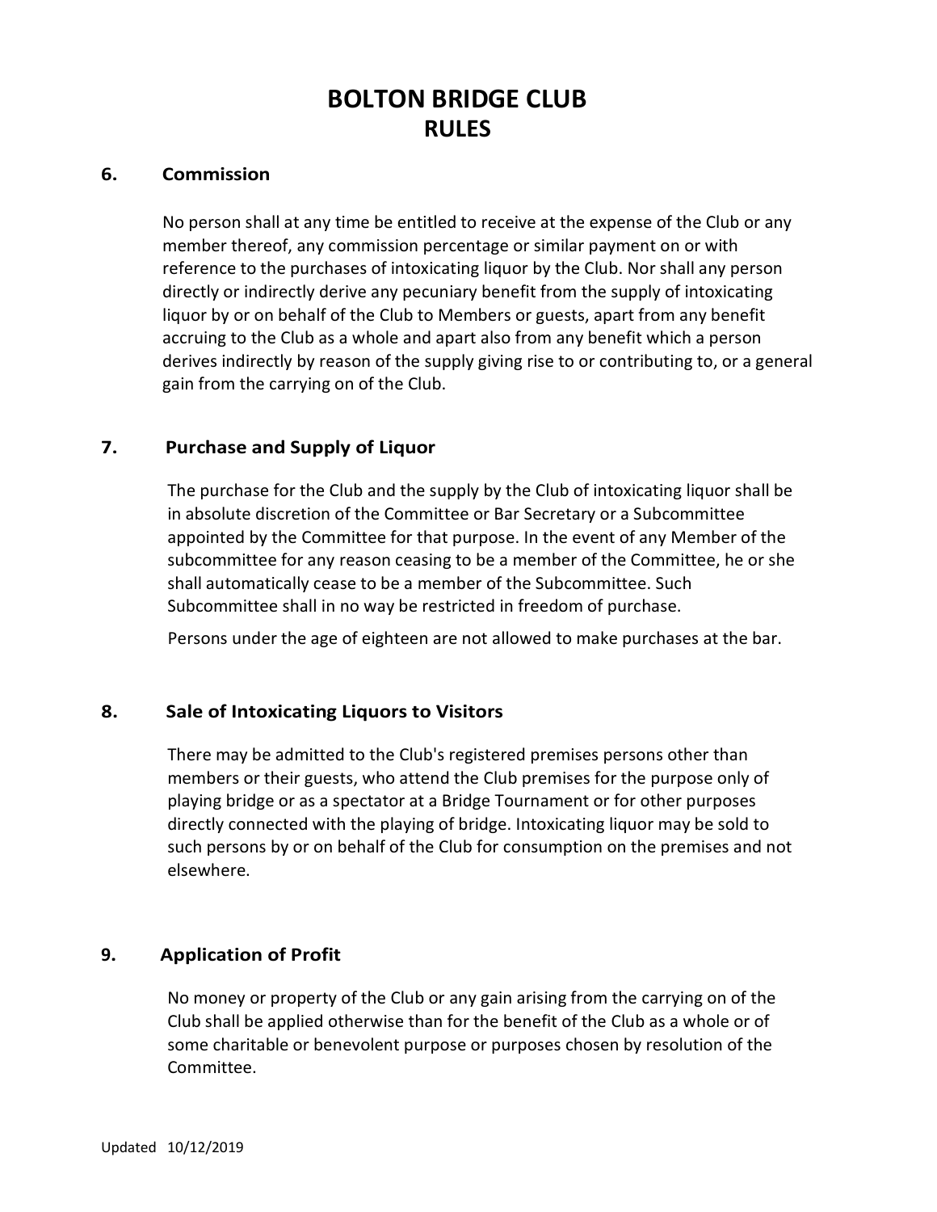# BOLTON BRIDGE CLUB
## RULES

### 6. Commission

No person shall at any time be entitled to receive at the expense of the Club or any member thereof, any commission percentage or similar payment on or with reference to the purchases of intoxicating liquor by the Club. Nor shall any person directly or indirectly derive any pecuniary benefit from the supply of intoxicating liquor by or on behalf of the Club to Members or guests, apart from any benefit accruing to the Club as a whole and apart also from any benefit which a person derives indirectly by reason of the supply giving rise to or contributing to, or a general gain from the carrying on of the Club.

### 7. Purchase and Supply of Liquor

The purchase for the Club and the supply by the Club of intoxicating liquor shall be in absolute discretion of the Committee or Bar Secretary or a Subcommittee appointed by the Committee for that purpose. In the event of any Member of the subcommittee for any reason ceasing to be a member of the Committee, he or she shall automatically cease to be a member of the Subcommittee. Such Subcommittee shall in no way be restricted in freedom of purchase.

Persons under the age of eighteen are not allowed to make purchases at the bar.

### 8. Sale of Intoxicating Liquors to Visitors

There may be admitted to the Club's registered premises persons other than members or their guests, who attend the Club premises for the purpose only of playing bridge or as a spectator at a Bridge Tournament or for other purposes directly connected with the playing of bridge. Intoxicating liquor may be sold to such persons by or on behalf of the Club for consumption on the premises and not elsewhere.

### 9. Application of Profit

No money or property of the Club or any gain arising from the carrying on of the Club shall be applied otherwise than for the benefit of the Club as a whole or of some charitable or benevolent purpose or purposes chosen by resolution of the Committee.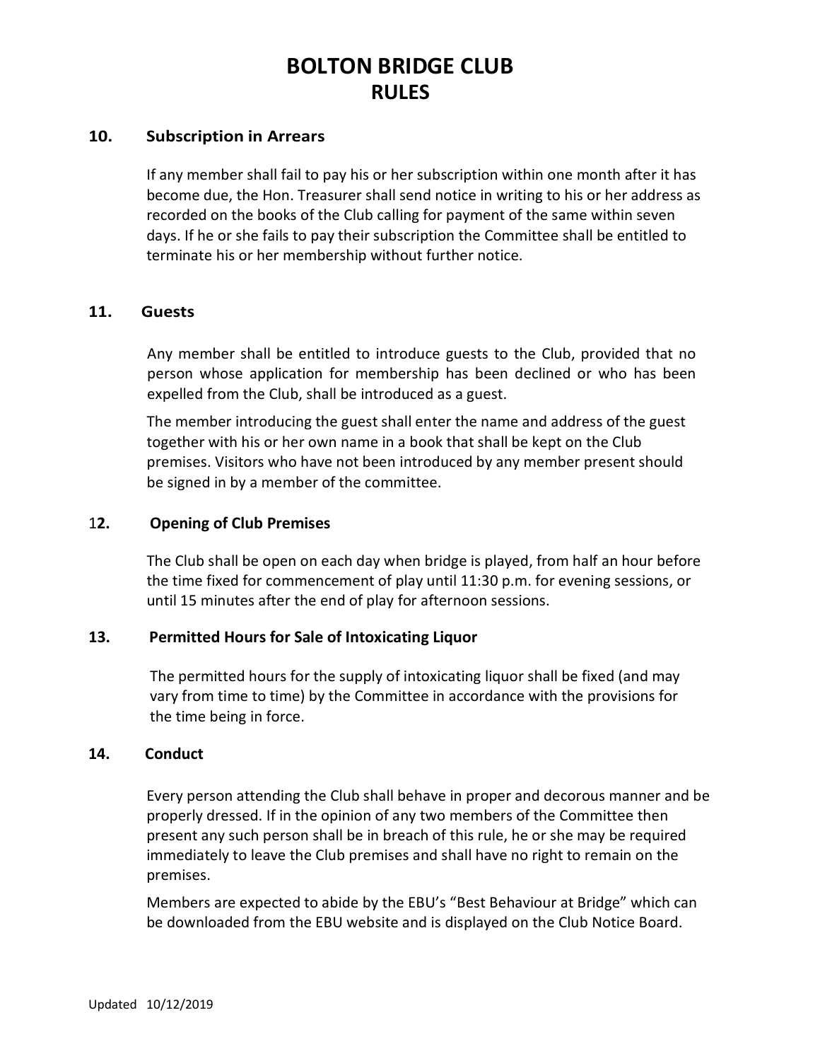# BOLTON BRIDGE CLUB
# RULES

## 10. Subscription in Arrears

If any member shall fail to pay his or her subscription within one month after it has become due, the Hon. Treasurer shall send notice in writing to his or her address as recorded on the books of the Club calling for payment of the same within seven days. If he or she fails to pay their subscription the Committee shall be entitled to terminate his or her membership without further notice.

## 11. Guests

Any member shall be entitled to introduce guests to the Club, provided that no person whose application for membership has been declined or who has been expelled from the Club, shall be introduced as a guest.

The member introducing the guest shall enter the name and address of the guest together with his or her own name in a book that shall be kept on the Club premises. Visitors who have not been introduced by any member present should be signed in by a member of the committee.

## 12. Opening of Club Premises

The Club shall be open on each day when bridge is played, from half an hour before the time fixed for commencement of play until 11:30 p.m. for evening sessions, or until 15 minutes after the end of play for afternoon sessions.

## 13. Permitted Hours for Sale of Intoxicating Liquor

The permitted hours for the supply of intoxicating liquor shall be fixed (and may vary from time to time) by the Committee in accordance with the provisions for the time being in force.

## 14. Conduct

Every person attending the Club shall behave in proper and decorous manner and be properly dressed. If in the opinion of any two members of the Committee then present any such person shall be in breach of this rule, he or she may be required immediately to leave the Club premises and shall have no right to remain on the premises.

Members are expected to abide by the EBU's "Best Behaviour at Bridge" which can be downloaded from the EBU website and is displayed on the Club Notice Board.

Updated 10/12/2019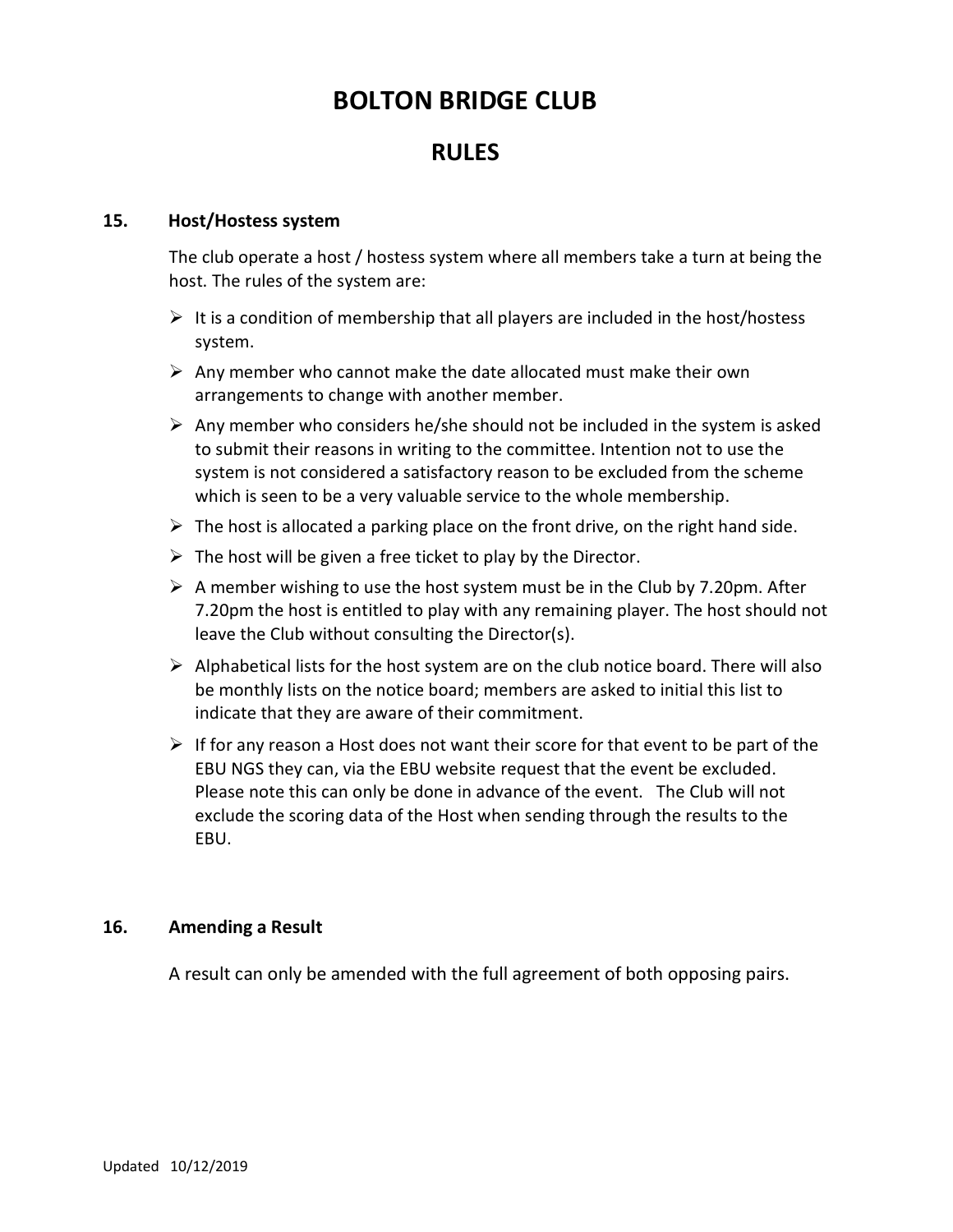# BOLTON BRIDGE CLUB

## RULES

### 15. Host/Hostess system

The club operate a host / hostess system where all members take a turn at being the host. The rules of the system are:

- It is a condition of membership that all players are included in the host/hostess system.
- Any member who cannot make the date allocated must make their own arrangements to change with another member.
- Any member who considers he/she should not be included in the system is asked to submit their reasons in writing to the committee. Intention not to use the system is not considered a satisfactory reason to be excluded from the scheme which is seen to be a very valuable service to the whole membership.
- The host is allocated a parking place on the front drive, on the right hand side.
- The host will be given a free ticket to play by the Director.
- A member wishing to use the host system must be in the Club by 7.20pm. After 7.20pm the host is entitled to play with any remaining player. The host should not leave the Club without consulting the Director(s).
- Alphabetical lists for the host system are on the club notice board. There will also be monthly lists on the notice board; members are asked to initial this list to indicate that they are aware of their commitment.
- If for any reason a Host does not want their score for that event to be part of the EBU NGS they can, via the EBU website request that the event be excluded. Please note this can only be done in advance of the event. The Club will not exclude the scoring data of the Host when sending through the results to the EBU.

### 16. Amending a Result

A result can only be amended with the full agreement of both opposing pairs.

Updated 10/12/2019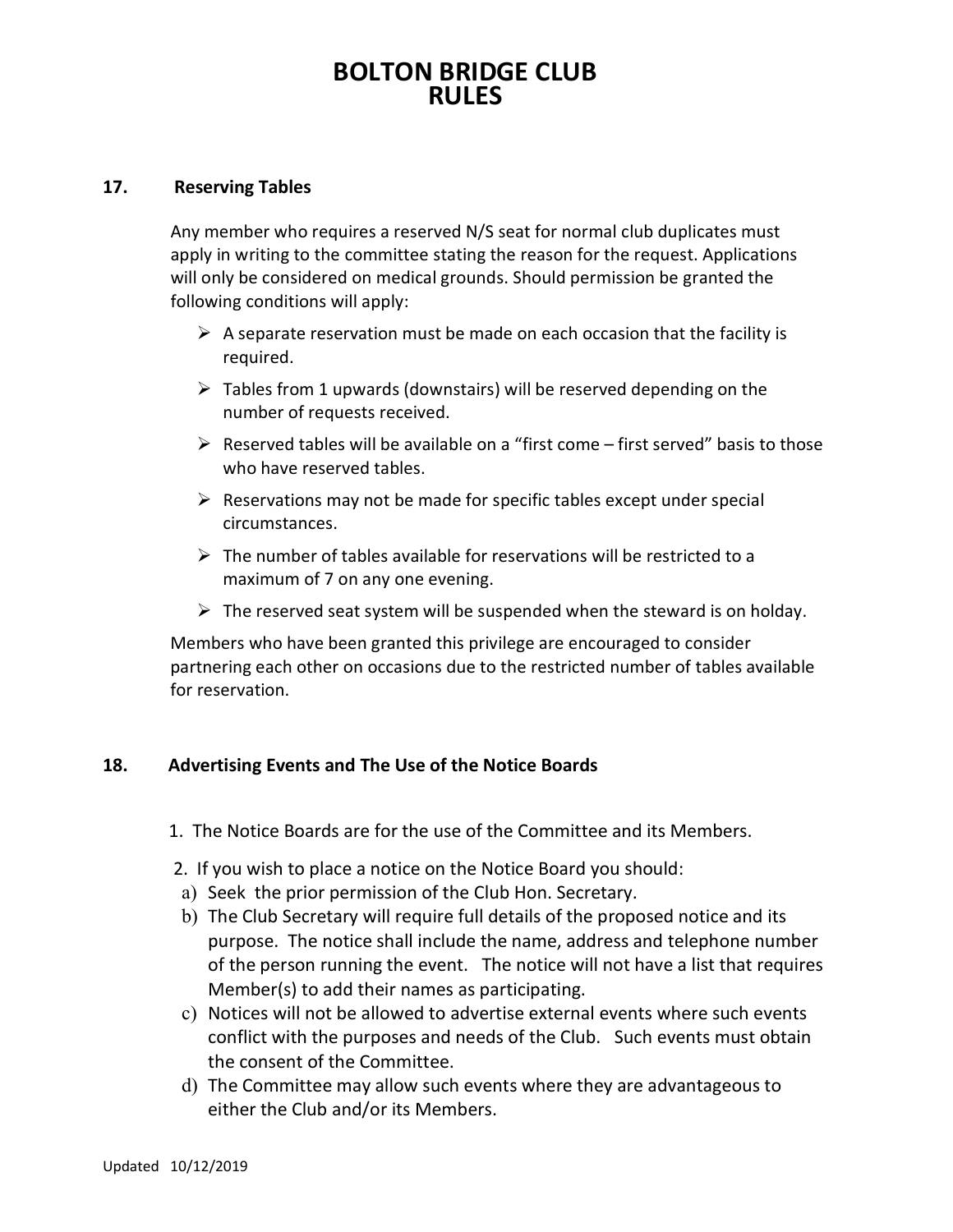# BOLTON BRIDGE CLUB
# RULES

## 17. Reserving Tables

Any member who requires a reserved N/S seat for normal club duplicates must apply in writing to the committee stating the reason for the request. Applications will only be considered on medical grounds. Should permission be granted the following conditions will apply:

- A separate reservation must be made on each occasion that the facility is required.
- Tables from 1 upwards (downstairs) will be reserved depending on the number of requests received.
- Reserved tables will be available on a "first come – first served" basis to those who have reserved tables.
- Reservations may not be made for specific tables except under special circumstances.
- The number of tables available for reservations will be restricted to a maximum of 7 on any one evening.
- The reserved seat system will be suspended when the steward is on holday.

Members who have been granted this privilege are encouraged to consider partnering each other on occasions due to the restricted number of tables available for reservation.

## 18. Advertising Events and The Use of the Notice Boards

1. The Notice Boards are for the use of the Committee and its Members.

2. If you wish to place a notice on the Notice Board you should:

   a) Seek the prior permission of the Club Hon. Secretary.

   b) The Club Secretary will require full details of the proposed notice and its purpose. The notice shall include the name, address and telephone number of the person running the event. The notice will not have a list that requires Member(s) to add their names as participating.

   c) Notices will not be allowed to advertise external events where such events conflict with the purposes and needs of the Club. Such events must obtain the consent of the Committee.

   d) The Committee may allow such events where they are advantageous to either the Club and/or its Members.

Updated 10/12/2019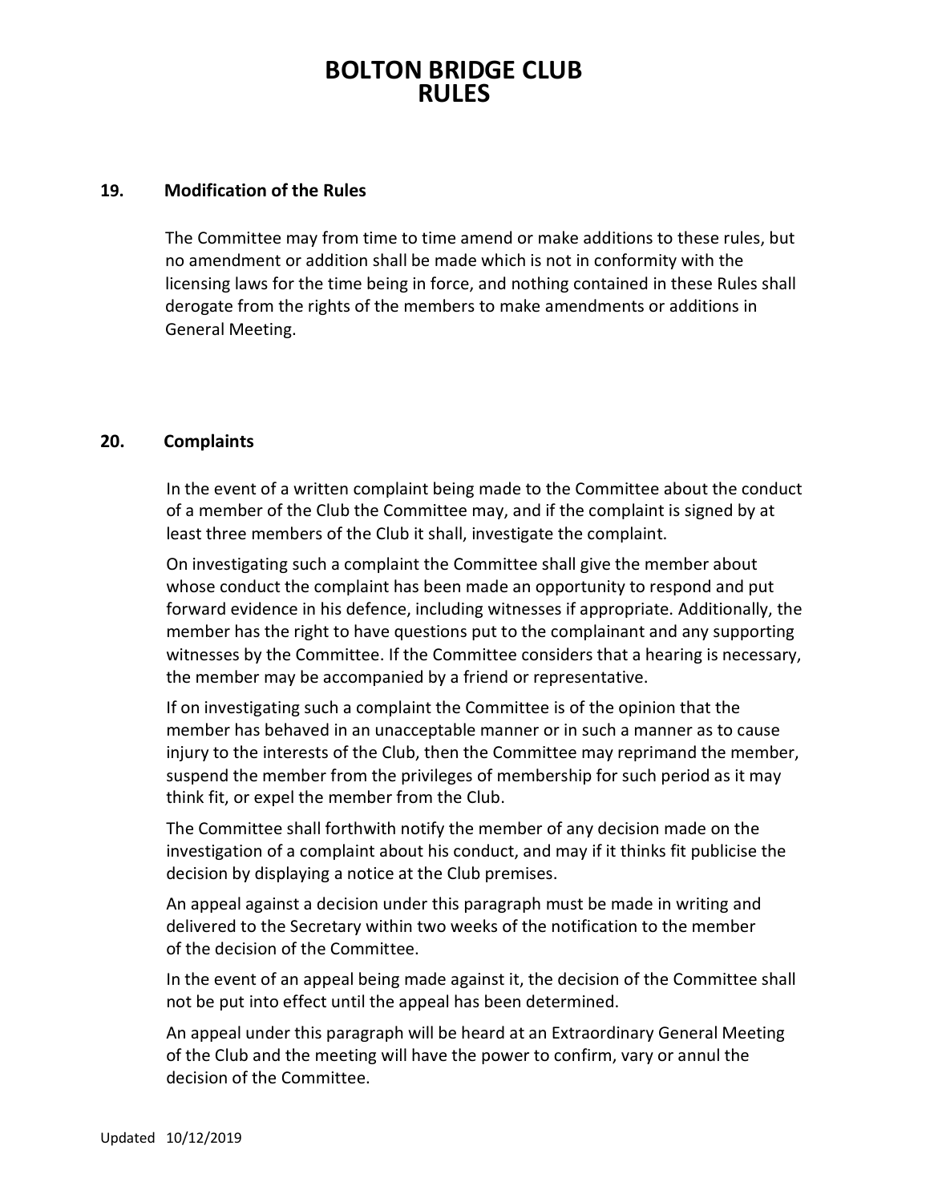## 19. Modification of the Rules

The Committee may from time to time amend or make additions to these rules, but no amendment or addition shall be made which is not in conformity with the licensing laws for the time being in force, and nothing contained in these Rules shall derogate from the rights of the members to make amendments or additions in General Meeting.

## 20. Complaints

In the event of a written complaint being made to the Committee about the conduct of a member of the Club the Committee may, and if the complaint is signed by at least three members of the Club it shall, investigate the complaint.

On investigating such a complaint the Committee shall give the member about whose conduct the complaint has been made an opportunity to respond and put forward evidence in his defence, including witnesses if appropriate. Additionally, the member has the right to have questions put to the complainant and any supporting witnesses by the Committee. If the Committee considers that a hearing is necessary, the member may be accompanied by a friend or representative.

If on investigating such a complaint the Committee is of the opinion that the member has behaved in an unacceptable manner or in such a manner as to cause injury to the interests of the Club, then the Committee may reprimand the member, suspend the member from the privileges of membership for such period as it may think fit, or expel the member from the Club.

The Committee shall forthwith notify the member of any decision made on the investigation of a complaint about his conduct, and may if it thinks fit publicise the decision by displaying a notice at the Club premises.

An appeal against a decision under this paragraph must be made in writing and delivered to the Secretary within two weeks of the notification to the member of the decision of the Committee.

In the event of an appeal being made against it, the decision of the Committee shall not be put into effect until the appeal has been determined.

An appeal under this paragraph will be heard at an Extraordinary General Meeting of the Club and the meeting will have the power to confirm, vary or annul the decision of the Committee.

Updated 10/12/2019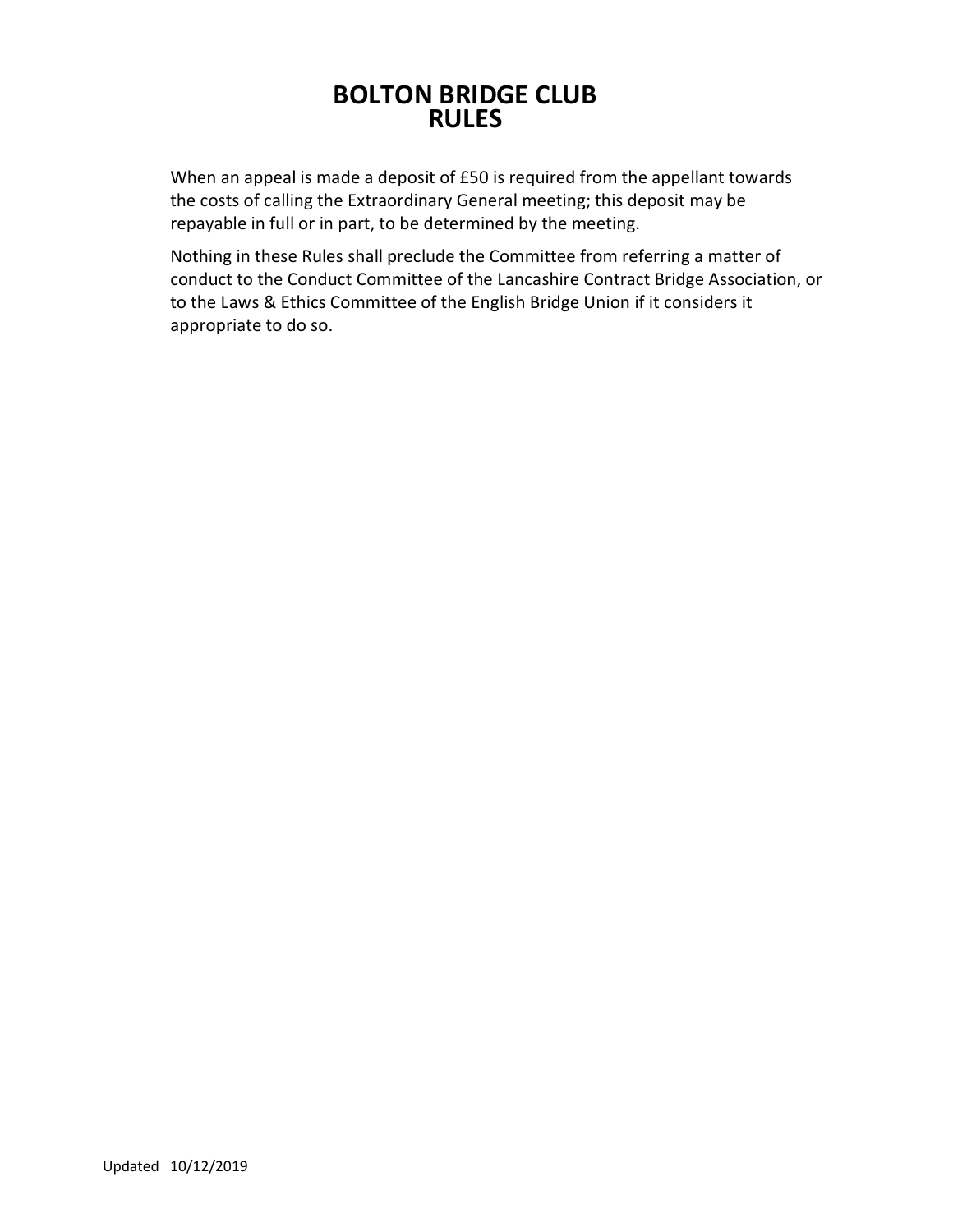# BOLTON BRIDGE CLUB RULES

When an appeal is made a deposit of £50 is required from the appellant towards the costs of calling the Extraordinary General meeting; this deposit may be repayable in full or in part, to be determined by the meeting.

Nothing in these Rules shall preclude the Committee from referring a matter of conduct to the Conduct Committee of the Lancashire Contract Bridge Association, or to the Laws & Ethics Committee of the English Bridge Union if it considers it appropriate to do so.

Updated 10/12/2019